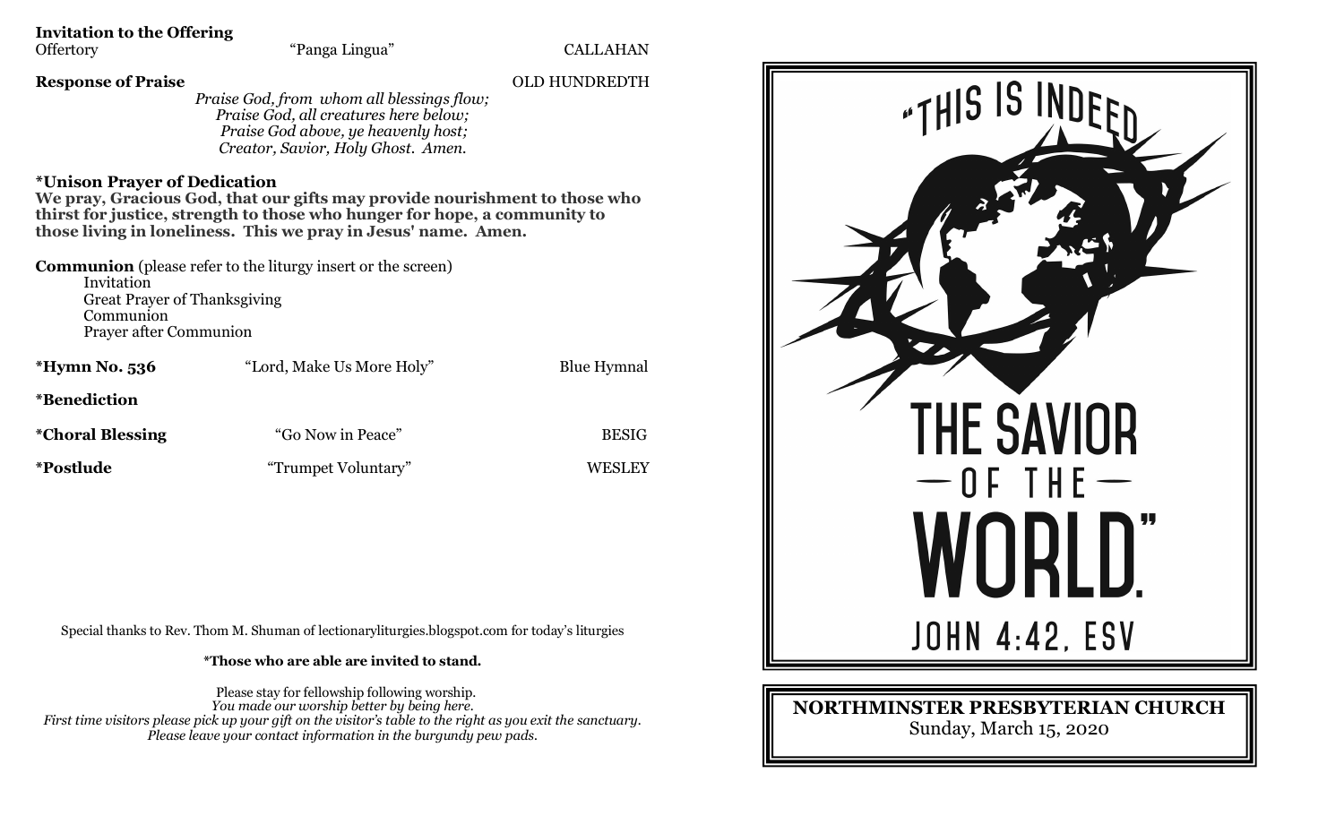**Invitation to the Offering**

Offertory — "Panga Lingua" — CALLAHAN

**Response of Praise** — OLD HUNDREDTH

*Praise God, from whom all blessings flow;*
*Praise God, all creatures here below;*
*Praise God above, ye heavenly host;*
*Creator, Savior, Holy Ghost. Amen.*

**\*Unison Prayer of Dedication**

**We pray, Gracious God, that our gifts may provide nourishment to those who thirst for justice, strength to those who hunger for hope, a community to those living in loneliness. This we pray in Jesus' name. Amen.**

**Communion** (please refer to the liturgy insert or the screen)

- Invitation
- Great Prayer of Thanksgiving
- Communion
- Prayer after Communion

**\*Hymn No. 536** — "Lord, Make Us More Holy" — Blue Hymnal

**\*Benediction**

**\*Choral Blessing** — "Go Now in Peace" — BESIG

**\*Postlude** — "Trumpet Voluntary" — WESLEY

Special thanks to Rev. Thom M. Shuman of lectionaryliturgies.blogspot.com for today's liturgies

**\*Those who are able are invited to stand.**

Please stay for fellowship following worship.
*You made our worship better by being here.*
*First time visitors please pick up your gift on the visitor's table to the right as you exit the sanctuary.*
*Please leave your contact information in the burgundy pew pads.*

# "THIS IS INDEED THE SAVIOR OF THE WORLD."

JOHN 4:42, ESV

**NORTHMINSTER PRESBYTERIAN CHURCH**
Sunday, March 15, 2020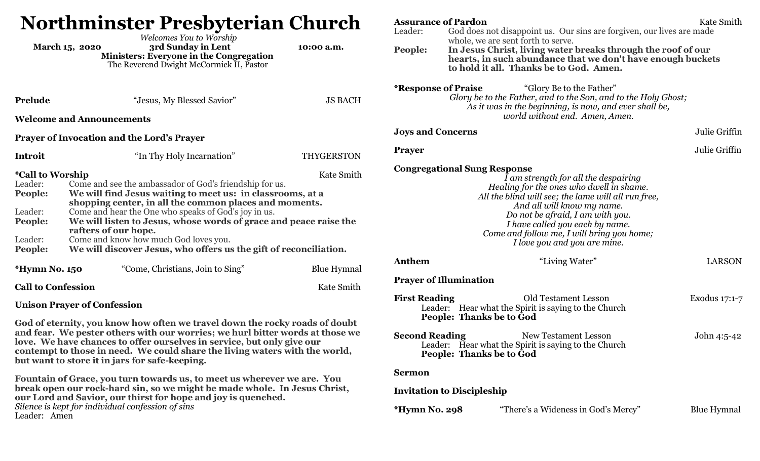# Northminster Presbyterian Church

*Welcomes You to Worship*

**March 15, 2020** **3rd Sunday in Lent** **10:00 a.m.**

**Ministers: Everyone in the Congregation**

The Reverend Dwight McCormick II, Pastor

**Prelude** "Jesus, My Blessed Savior" JS BACH

**Welcome and Announcements**

**Prayer of Invocation and the Lord's Prayer**

**Introit** "In Thy Holy Incarnation" THYGERSTON

**\*Call to Worship** Kate Smith

Leader: Come and see the ambassador of God's friendship for us.

**People: We will find Jesus waiting to meet us: in classrooms, at a shopping center, in all the common places and moments.**

Leader: Come and hear the One who speaks of God's joy in us.

**People: We will listen to Jesus, whose words of grace and peace raise the rafters of our hope.**

Leader: Come and know how much God loves you.

**People: We will discover Jesus, who offers us the gift of reconciliation.**

**\*Hymn No. 150** "Come, Christians, Join to Sing" Blue Hymnal

**Call to Confession** Kate Smith

**Unison Prayer of Confession**

**God of eternity, you know how often we travel down the rocky roads of doubt and fear. We pester others with our worries; we hurl bitter words at those we love. We have chances to offer ourselves in service, but only give our contempt to those in need. We could share the living waters with the world, but want to store it in jars for safe-keeping.**

**Fountain of Grace, you turn towards us, to meet us wherever we are. You break open our rock-hard sin, so we might be made whole. In Jesus Christ, our Lord and Savior, our thirst for hope and joy is quenched.**

*Silence is kept for individual confession of sins*

Leader: Amen

**Assurance of Pardon** Kate Smith

Leader: God does not disappoint us. Our sins are forgiven, our lives are made whole, we are sent forth to serve.

**People: In Jesus Christ, living water breaks through the roof of our hearts, in such abundance that we don't have enough buckets to hold it all. Thanks be to God. Amen.**

**\*Response of Praise** "Glory Be to the Father"

*Glory be to the Father, and to the Son, and to the Holy Ghost;*
*As it was in the beginning, is now, and ever shall be,*
*world without end. Amen, Amen.*

**Joys and Concerns** Julie Griffin

**Prayer** Julie Griffin

**Congregational Sung Response**

*I am strength for all the despairing*
*Healing for the ones who dwell in shame.*
*All the blind will see; the lame will all run free,*
*And all will know my name.*
*Do not be afraid, I am with you.*
*I have called you each by name.*
*Come and follow me, I will bring you home;*
*I love you and you are mine.*

**Anthem** "Living Water" LARSON

**Prayer of Illumination**

**First Reading** Old Testament Lesson Exodus 17:1-7

Leader: Hear what the Spirit is saying to the Church

**People: Thanks be to God**

**Second Reading** New Testament Lesson John 4:5-42

Leader: Hear what the Spirit is saying to the Church

**People: Thanks be to God**

**Sermon**

**Invitation to Discipleship**

**\*Hymn No. 298** "There's a Wideness in God's Mercy" Blue Hymnal